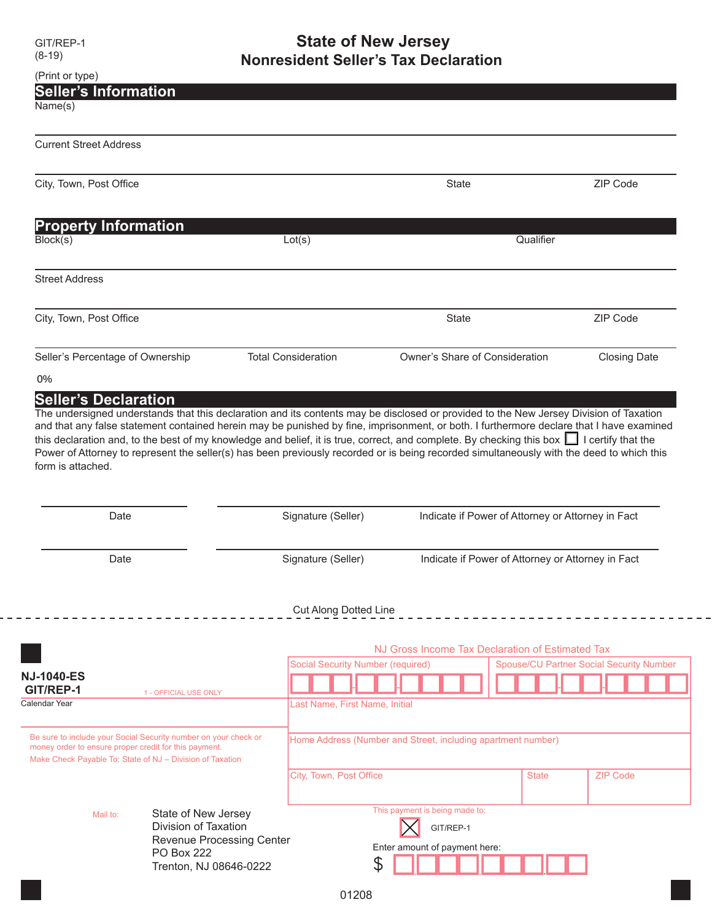GIT/REP-1
(8-19)

# State of New Jersey
# Nonresident Seller's Tax Declaration

(Print or type)

## Seller's Information

Name(s)

Current Street Address

| City, Town, Post Office | State | ZIP Code |
|---|---|---|
| | | |

## Property Information

| Block(s) | Lot(s) | Qualifier |
|---|---|---|
| | | |

Street Address

| City, Town, Post Office | State | ZIP Code |
|---|---|---|
| | | |

| Seller's Percentage of Ownership | Total Consideration | Owner's Share of Consideration | Closing Date |
|---|---|---|---|
| 0% | | | |

## Seller's Declaration

The undersigned understands that this declaration and its contents may be disclosed or provided to the New Jersey Division of Taxation and that any false statement contained herein may be punished by fine, imprisonment, or both. I furthermore declare that I have examined this declaration and, to the best of my knowledge and belief, it is true, correct, and complete. By checking this box ☐ I certify that the Power of Attorney to represent the seller(s) has been previously recorded or is being recorded simultaneously with the deed to which this form is attached.

| Date | Signature (Seller) | Indicate if Power of Attorney or Attorney in Fact |
|---|---|---|
| | | |
| Date | Signature (Seller) | Indicate if Power of Attorney or Attorney in Fact |

Cut Along Dotted Line

---

**NJ-1040-ES**
**GIT/REP-1**

1 - OFFICIAL USE ONLY

Calendar Year

NJ Gross Income Tax Declaration of Estimated Tax

| Social Security Number (required) | Spouse/CU Partner Social Security Number |
|---|---|
| | |

Last Name, First Name, Initial

Home Address (Number and Street, including apartment number)

| City, Town, Post Office | State | ZIP Code |
|---|---|---|
| | | |

Be sure to include your Social Security number on your check or money order to ensure proper credit for this payment.

Make Check Payable To: State of NJ – Division of Taxation

Mail to: State of New Jersey
Division of Taxation
Revenue Processing Center
PO Box 222
Trenton, NJ 08646-0222

This payment is being made to:

☒ GIT/REP-1

Enter amount of payment here:

$

01208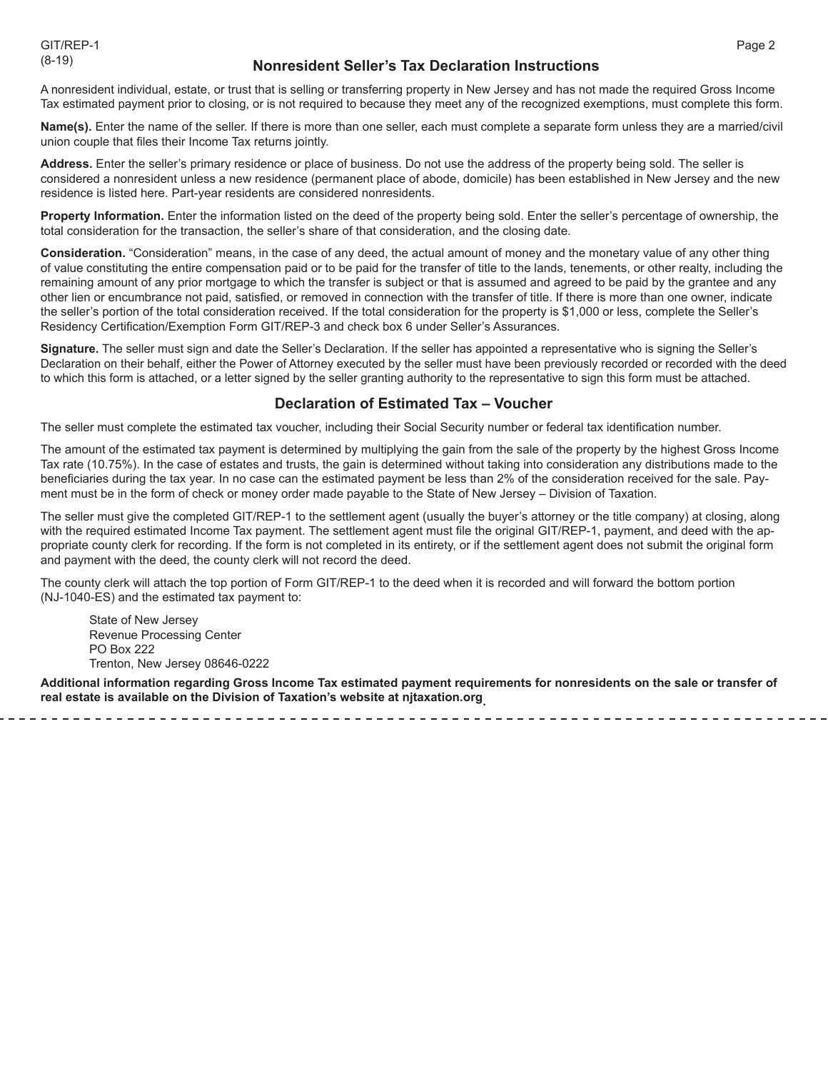## Nonresident Seller's Tax Declaration Instructions

A nonresident individual, estate, or trust that is selling or transferring property in New Jersey and has not made the required Gross Income Tax estimated payment prior to closing, or is not required to because they meet any of the recognized exemptions, must complete this form.

**Name(s).** Enter the name of the seller. If there is more than one seller, each must complete a separate form unless they are a married/civil union couple that files their Income Tax returns jointly.

**Address.** Enter the seller's primary residence or place of business. Do not use the address of the property being sold. The seller is considered a nonresident unless a new residence (permanent place of abode, domicile) has been established in New Jersey and the new residence is listed here. Part-year residents are considered nonresidents.

**Property Information.** Enter the information listed on the deed of the property being sold. Enter the seller's percentage of ownership, the total consideration for the transaction, the seller's share of that consideration, and the closing date.

**Consideration.** "Consideration" means, in the case of any deed, the actual amount of money and the monetary value of any other thing of value constituting the entire compensation paid or to be paid for the transfer of title to the lands, tenements, or other realty, including the remaining amount of any prior mortgage to which the transfer is subject or that is assumed and agreed to be paid by the grantee and any other lien or encumbrance not paid, satisfied, or removed in connection with the transfer of title. If there is more than one owner, indicate the seller's portion of the total consideration received. If the total consideration for the property is $1,000 or less, complete the Seller's Residency Certification/Exemption Form GIT/REP-3 and check box 6 under Seller's Assurances.

**Signature.** The seller must sign and date the Seller's Declaration. If the seller has appointed a representative who is signing the Seller's Declaration on their behalf, either the Power of Attorney executed by the seller must have been previously recorded or recorded with the deed to which this form is attached, or a letter signed by the seller granting authority to the representative to sign this form must be attached.

## Declaration of Estimated Tax – Voucher

The seller must complete the estimated tax voucher, including their Social Security number or federal tax identification number.

The amount of the estimated tax payment is determined by multiplying the gain from the sale of the property by the highest Gross Income Tax rate (10.75%). In the case of estates and trusts, the gain is determined without taking into consideration any distributions made to the beneficiaries during the tax year. In no case can the estimated payment be less than 2% of the consideration received for the sale. Payment must be in the form of check or money order made payable to the State of New Jersey – Division of Taxation.

The seller must give the completed GIT/REP-1 to the settlement agent (usually the buyer's attorney or the title company) at closing, along with the required estimated Income Tax payment. The settlement agent must file the original GIT/REP-1, payment, and deed with the appropriate county clerk for recording. If the form is not completed in its entirety, or if the settlement agent does not submit the original form and payment with the deed, the county clerk will not record the deed.

The county clerk will attach the top portion of Form GIT/REP-1 to the deed when it is recorded and will forward the bottom portion (NJ-1040-ES) and the estimated tax payment to:

State of New Jersey
Revenue Processing Center
PO Box 222
Trenton, New Jersey 08646-0222

**Additional information regarding Gross Income Tax estimated payment requirements for nonresidents on the sale or transfer of real estate is available on the Division of Taxation's website at njtaxation.org.**